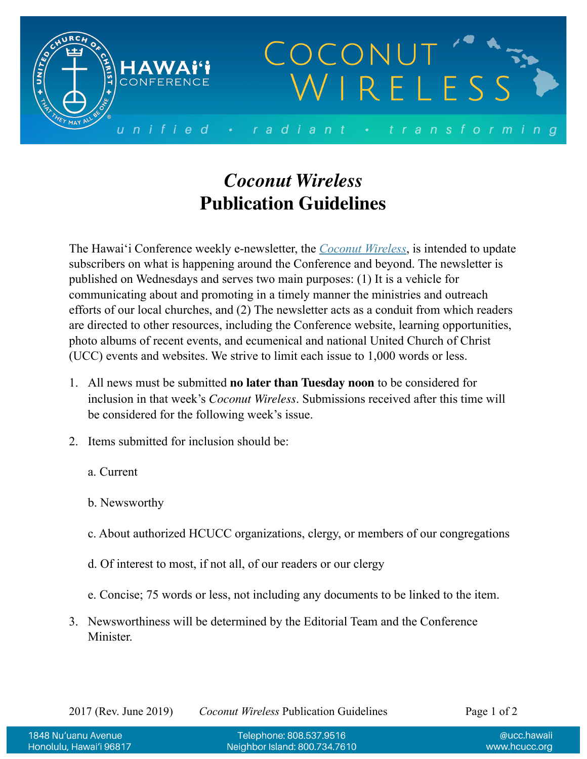# *Coconut Wireless*
# Publication Guidelines

The Hawaiʻi Conference weekly e-newsletter, the *Coconut Wireless*, is intended to update subscribers on what is happening around the Conference and beyond. The newsletter is published on Wednesdays and serves two main purposes: (1) It is a vehicle for communicating about and promoting in a timely manner the ministries and outreach efforts of our local churches, and (2) The newsletter acts as a conduit from which readers are directed to other resources, including the Conference website, learning opportunities, photo albums of recent events, and ecumenical and national United Church of Christ (UCC) events and websites. We strive to limit each issue to 1,000 words or less.

1. All news must be submitted **no later than Tuesday noon** to be considered for inclusion in that week's *Coconut Wireless*. Submissions received after this time will be considered for the following week's issue.

2. Items submitted for inclusion should be:

   a. Current

   b. Newsworthy

   c. About authorized HCUCC organizations, clergy, or members of our congregations

   d. Of interest to most, if not all, of our readers or our clergy

   e. Concise; 75 words or less, not including any documents to be linked to the item.

3. Newsworthiness will be determined by the Editorial Team and the Conference Minister.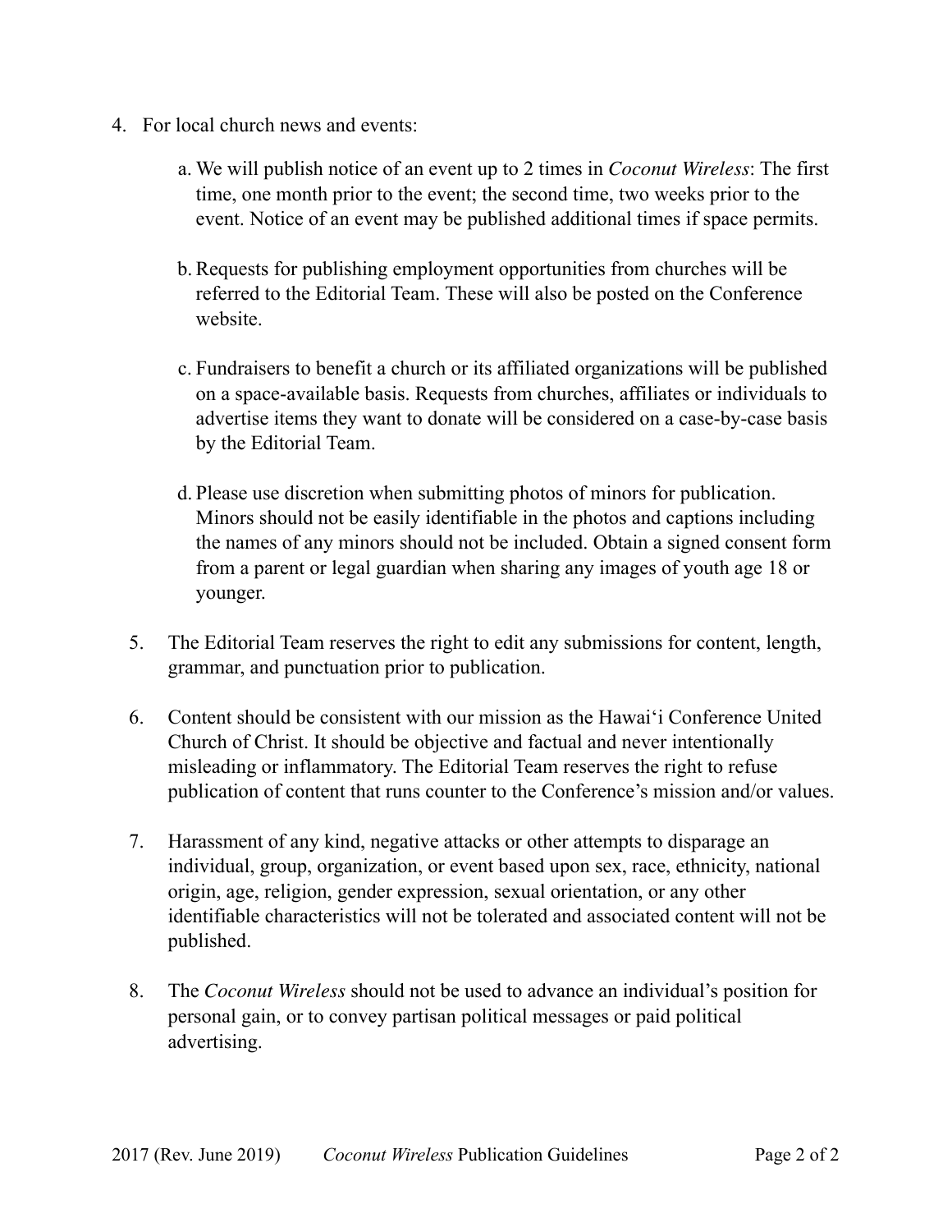4. For local church news and events:

   a. We will publish notice of an event up to 2 times in *Coconut Wireless*: The first time, one month prior to the event; the second time, two weeks prior to the event. Notice of an event may be published additional times if space permits.

   b. Requests for publishing employment opportunities from churches will be referred to the Editorial Team. These will also be posted on the Conference website.

   c. Fundraisers to benefit a church or its affiliated organizations will be published on a space-available basis. Requests from churches, affiliates or individuals to advertise items they want to donate will be considered on a case-by-case basis by the Editorial Team.

   d. Please use discretion when submitting photos of minors for publication. Minors should not be easily identifiable in the photos and captions including the names of any minors should not be included. Obtain a signed consent form from a parent or legal guardian when sharing any images of youth age 18 or younger.

5. The Editorial Team reserves the right to edit any submissions for content, length, grammar, and punctuation prior to publication.

6. Content should be consistent with our mission as the Hawaiʻi Conference United Church of Christ. It should be objective and factual and never intentionally misleading or inflammatory. The Editorial Team reserves the right to refuse publication of content that runs counter to the Conference's mission and/or values.

7. Harassment of any kind, negative attacks or other attempts to disparage an individual, group, organization, or event based upon sex, race, ethnicity, national origin, age, religion, gender expression, sexual orientation, or any other identifiable characteristics will not be tolerated and associated content will not be published.

8. The *Coconut Wireless* should not be used to advance an individual's position for personal gain, or to convey partisan political messages or paid political advertising.